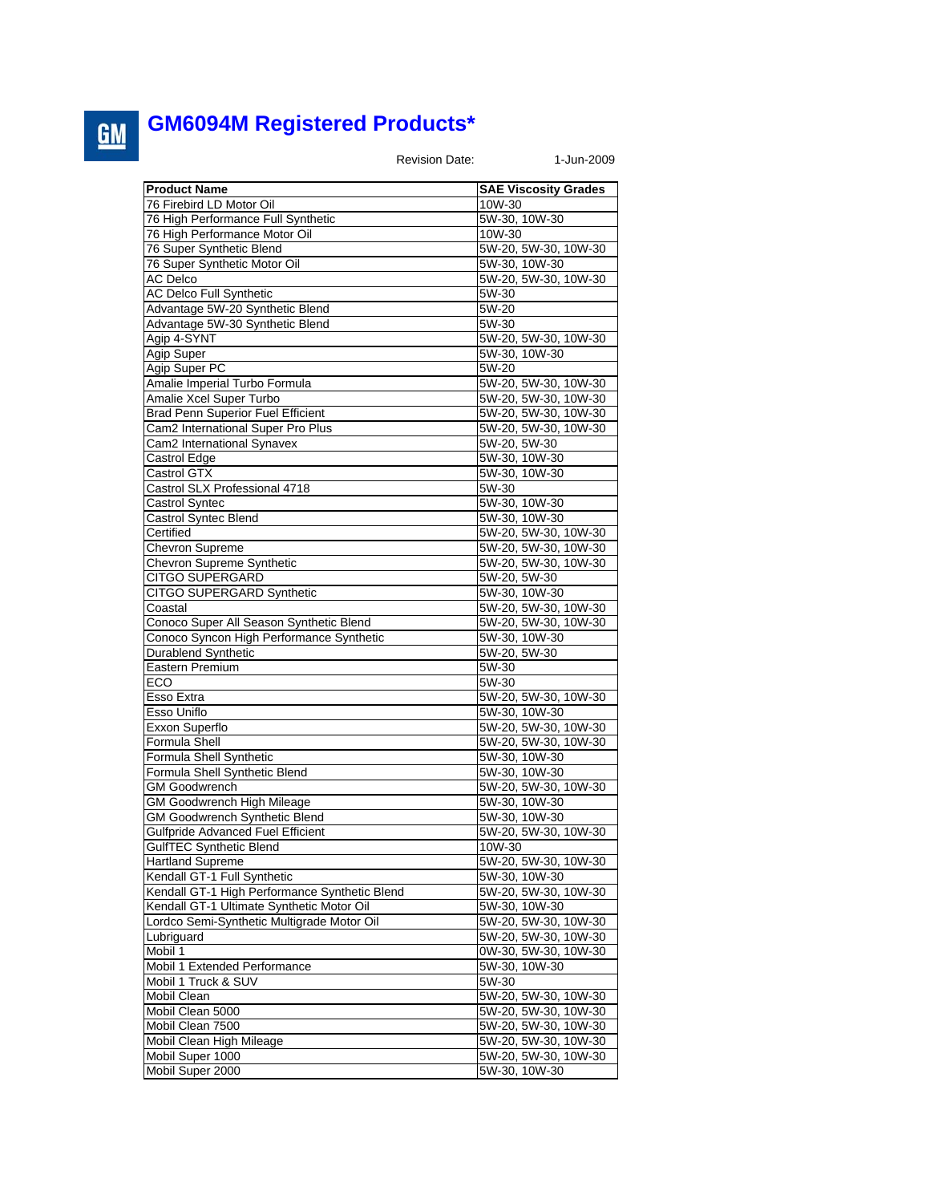# GM6094M Registered Products*

Revision Date: 1-Jun-2009

| Product Name | SAE Viscosity Grades |
|---|---|
| 76 Firebird LD Motor Oil | 10W-30 |
| 76 High Performance Full Synthetic | 5W-30, 10W-30 |
| 76 High Performance Motor Oil | 10W-30 |
| 76 Super Synthetic Blend | 5W-20, 5W-30, 10W-30 |
| 76 Super Synthetic Motor Oil | 5W-30, 10W-30 |
| AC Delco | 5W-20, 5W-30, 10W-30 |
| AC Delco Full Synthetic | 5W-30 |
| Advantage 5W-20 Synthetic Blend | 5W-20 |
| Advantage 5W-30 Synthetic Blend | 5W-30 |
| Agip 4-SYNT | 5W-20, 5W-30, 10W-30 |
| Agip Super | 5W-30, 10W-30 |
| Agip Super PC | 5W-20 |
| Amalie Imperial Turbo Formula | 5W-20, 5W-30, 10W-30 |
| Amalie Xcel Super Turbo | 5W-20, 5W-30, 10W-30 |
| Brad Penn Superior Fuel Efficient | 5W-20, 5W-30, 10W-30 |
| Cam2 International Super Pro Plus | 5W-20, 5W-30, 10W-30 |
| Cam2 International Synavex | 5W-20, 5W-30 |
| Castrol Edge | 5W-30, 10W-30 |
| Castrol GTX | 5W-30, 10W-30 |
| Castrol SLX Professional 4718 | 5W-30 |
| Castrol Syntec | 5W-30, 10W-30 |
| Castrol Syntec Blend | 5W-30, 10W-30 |
| Certified | 5W-20, 5W-30, 10W-30 |
| Chevron Supreme | 5W-20, 5W-30, 10W-30 |
| Chevron Supreme Synthetic | 5W-20, 5W-30, 10W-30 |
| CITGO SUPERGARD | 5W-20, 5W-30 |
| CITGO SUPERGARD Synthetic | 5W-30, 10W-30 |
| Coastal | 5W-20, 5W-30, 10W-30 |
| Conoco Super All Season Synthetic Blend | 5W-20, 5W-30, 10W-30 |
| Conoco Syncon High Performance Synthetic | 5W-30, 10W-30 |
| Durablend Synthetic | 5W-20, 5W-30 |
| Eastern Premium | 5W-30 |
| ECO | 5W-30 |
| Esso Extra | 5W-20, 5W-30, 10W-30 |
| Esso Uniflo | 5W-30, 10W-30 |
| Exxon Superflo | 5W-20, 5W-30, 10W-30 |
| Formula Shell | 5W-20, 5W-30, 10W-30 |
| Formula Shell Synthetic | 5W-30, 10W-30 |
| Formula Shell Synthetic Blend | 5W-30, 10W-30 |
| GM Goodwrench | 5W-20, 5W-30, 10W-30 |
| GM Goodwrench High Mileage | 5W-30, 10W-30 |
| GM Goodwrench Synthetic Blend | 5W-30, 10W-30 |
| Gulfpride Advanced Fuel Efficient | 5W-20, 5W-30, 10W-30 |
| GulfTEC Synthetic Blend | 10W-30 |
| Hartland Supreme | 5W-20, 5W-30, 10W-30 |
| Kendall GT-1 Full Synthetic | 5W-30, 10W-30 |
| Kendall GT-1 High Performance Synthetic Blend | 5W-20, 5W-30, 10W-30 |
| Kendall GT-1 Ultimate Synthetic Motor Oil | 5W-30, 10W-30 |
| Lordco Semi-Synthetic Multigrade Motor Oil | 5W-20, 5W-30, 10W-30 |
| Lubriguard | 5W-20, 5W-30, 10W-30 |
| Mobil 1 | 0W-30, 5W-30, 10W-30 |
| Mobil 1 Extended Performance | 5W-30, 10W-30 |
| Mobil 1 Truck & SUV | 5W-30 |
| Mobil Clean | 5W-20, 5W-30, 10W-30 |
| Mobil Clean 5000 | 5W-20, 5W-30, 10W-30 |
| Mobil Clean 7500 | 5W-20, 5W-30, 10W-30 |
| Mobil Clean High Mileage | 5W-20, 5W-30, 10W-30 |
| Mobil Super 1000 | 5W-20, 5W-30, 10W-30 |
| Mobil Super 2000 | 5W-30, 10W-30 |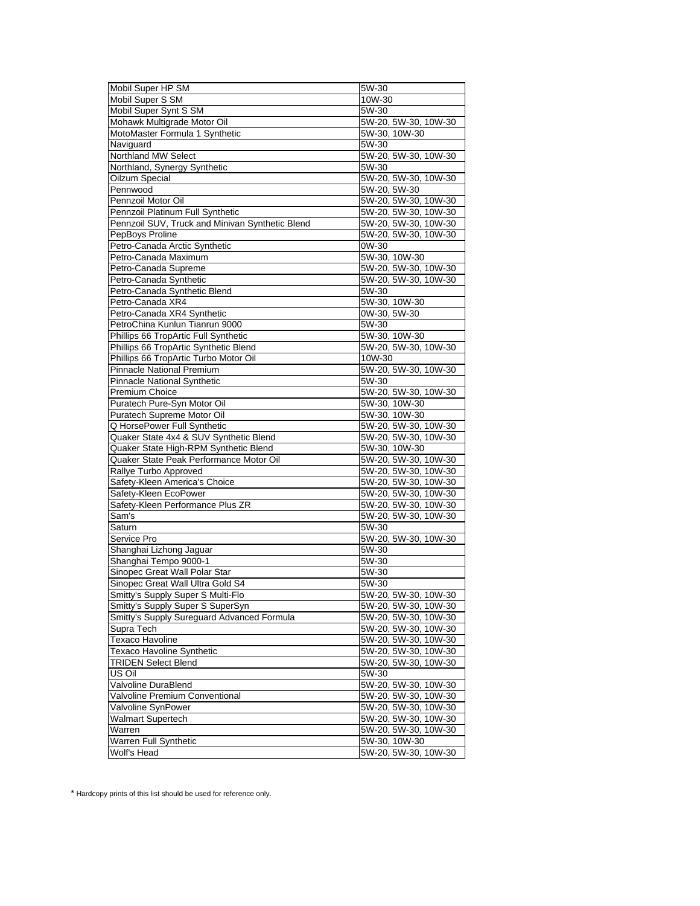| | |
|---|---|
| Mobil Super HP SM | 5W-30 |
| Mobil Super S SM | 10W-30 |
| Mobil Super Synt S SM | 5W-30 |
| Mohawk Multigrade Motor Oil | 5W-20, 5W-30, 10W-30 |
| MotoMaster Formula 1 Synthetic | 5W-30, 10W-30 |
| Naviguard | 5W-30 |
| Northland MW Select | 5W-20, 5W-30, 10W-30 |
| Northland, Synergy Synthetic | 5W-30 |
| Oilzum Special | 5W-20, 5W-30, 10W-30 |
| Pennwood | 5W-20, 5W-30 |
| Pennzoil Motor Oil | 5W-20, 5W-30, 10W-30 |
| Pennzoil Platinum Full Synthetic | 5W-20, 5W-30, 10W-30 |
| Pennzoil SUV, Truck and Minivan Synthetic Blend | 5W-20, 5W-30, 10W-30 |
| PepBoys Proline | 5W-20, 5W-30, 10W-30 |
| Petro-Canada Arctic Synthetic | 0W-30 |
| Petro-Canada Maximum | 5W-30, 10W-30 |
| Petro-Canada Supreme | 5W-20, 5W-30, 10W-30 |
| Petro-Canada Synthetic | 5W-20, 5W-30, 10W-30 |
| Petro-Canada Synthetic Blend | 5W-30 |
| Petro-Canada XR4 | 5W-30, 10W-30 |
| Petro-Canada XR4 Synthetic | 0W-30, 5W-30 |
| PetroChina Kunlun Tianrun 9000 | 5W-30 |
| Phillips 66 TropArtic Full Synthetic | 5W-30, 10W-30 |
| Phillips 66 TropArtic Synthetic Blend | 5W-20, 5W-30, 10W-30 |
| Phillips 66 TropArtic Turbo Motor Oil | 10W-30 |
| Pinnacle National Premium | 5W-20, 5W-30, 10W-30 |
| Pinnacle National Synthetic | 5W-30 |
| Premium Choice | 5W-20, 5W-30, 10W-30 |
| Puratech Pure-Syn Motor Oil | 5W-30, 10W-30 |
| Puratech Supreme Motor Oil | 5W-30, 10W-30 |
| Q HorsePower Full Synthetic | 5W-20, 5W-30, 10W-30 |
| Quaker State 4x4 & SUV Synthetic Blend | 5W-20, 5W-30, 10W-30 |
| Quaker State High-RPM Synthetic Blend | 5W-30, 10W-30 |
| Quaker State Peak Performance Motor Oil | 5W-20, 5W-30, 10W-30 |
| Rallye Turbo Approved | 5W-20, 5W-30, 10W-30 |
| Safety-Kleen America's Choice | 5W-20, 5W-30, 10W-30 |
| Safety-Kleen EcoPower | 5W-20, 5W-30, 10W-30 |
| Safety-Kleen Performance Plus ZR | 5W-20, 5W-30, 10W-30 |
| Sam's | 5W-20, 5W-30, 10W-30 |
| Saturn | 5W-30 |
| Service Pro | 5W-20, 5W-30, 10W-30 |
| Shanghai Lizhong Jaguar | 5W-30 |
| Shanghai Tempo 9000-1 | 5W-30 |
| Sinopec Great Wall Polar Star | 5W-30 |
| Sinopec Great Wall Ultra Gold S4 | 5W-30 |
| Smitty's Supply Super S Multi-Flo | 5W-20, 5W-30, 10W-30 |
| Smitty's Supply Super S SuperSyn | 5W-20, 5W-30, 10W-30 |
| Smitty's Supply Sureguard Advanced Formula | 5W-20, 5W-30, 10W-30 |
| Supra Tech | 5W-20, 5W-30, 10W-30 |
| Texaco Havoline | 5W-20, 5W-30, 10W-30 |
| Texaco Havoline Synthetic | 5W-20, 5W-30, 10W-30 |
| TRIDEN Select Blend | 5W-20, 5W-30, 10W-30 |
| US Oil | 5W-30 |
| Valvoline DuraBlend | 5W-20, 5W-30, 10W-30 |
| Valvoline Premium Conventional | 5W-20, 5W-30, 10W-30 |
| Valvoline SynPower | 5W-20, 5W-30, 10W-30 |
| Walmart Supertech | 5W-20, 5W-30, 10W-30 |
| Warren | 5W-20, 5W-30, 10W-30 |
| Warren Full Synthetic | 5W-30, 10W-30 |
| Wolf's Head | 5W-20, 5W-30, 10W-30 |

* Hardcopy prints of this list should be used for reference only.